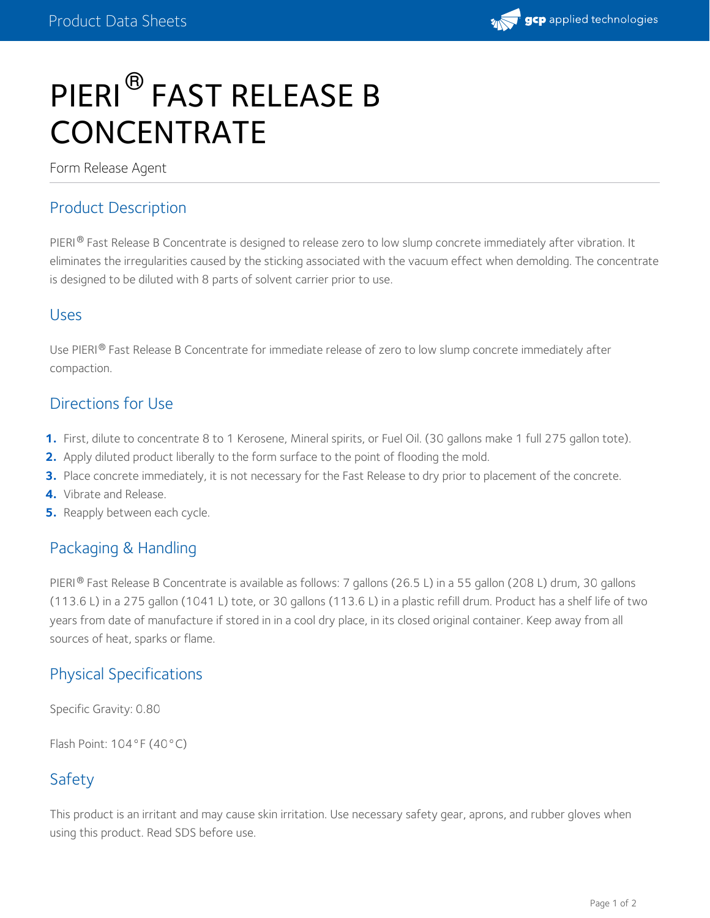# PIERI® FAST RELEASE B CONCENTRATE

Form Release Agent

## Product Description

PIERI® Fast Release B Concentrate is designed to release zero to low slump concrete immediately after vibration. It eliminates the irregularities caused by the sticking associated with the vacuum effect when demolding. The concentrate is designed to be diluted with 8 parts of solvent carrier prior to use.

## Uses

Use PIERI® Fast Release B Concentrate for immediate release of zero to low slump concrete immediately after compaction.

## Directions for Use

1. First, dilute to concentrate 8 to 1 Kerosene, Mineral spirits, or Fuel Oil. (30 gallons make 1 full 275 gallon tote).
2. Apply diluted product liberally to the form surface to the point of flooding the mold.
3. Place concrete immediately, it is not necessary for the Fast Release to dry prior to placement of the concrete.
4. Vibrate and Release.
5. Reapply between each cycle.

## Packaging & Handling

PIERI® Fast Release B Concentrate is available as follows: 7 gallons (26.5 L) in a 55 gallon (208 L) drum, 30 gallons (113.6 L) in a 275 gallon (1041 L) tote, or 30 gallons (113.6 L) in a plastic refill drum. Product has a shelf life of two years from date of manufacture if stored in in a cool dry place, in its closed original container. Keep away from all sources of heat, sparks or flame.

## Physical Specifications

Specific Gravity: 0.80

Flash Point: 104°F (40°C)

## Safety

This product is an irritant and may cause skin irritation. Use necessary safety gear, aprons, and rubber gloves when using this product. Read SDS before use.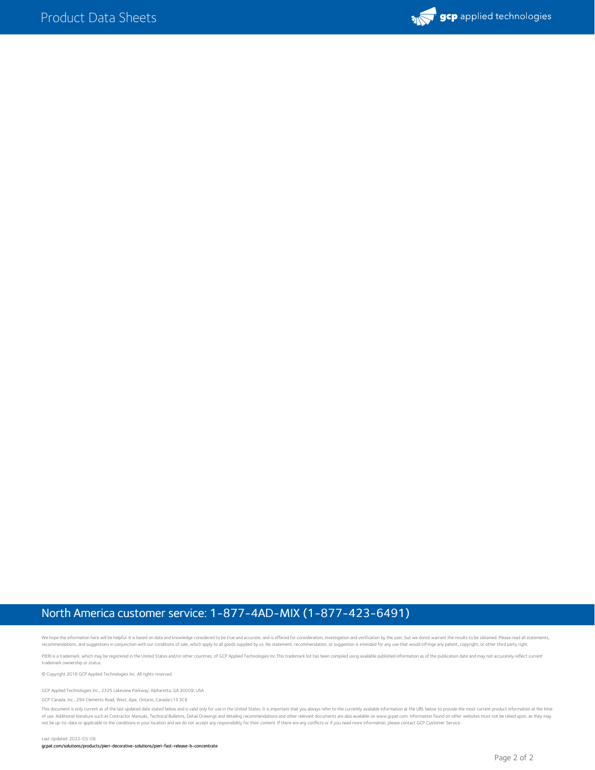## North America customer service: 1-877-4AD-MIX (1-877-423-6491)

We hope the information here will be helpful. It is based on data and knowledge considered to be true and accurate, and is offered for consideration, investigation and verification by the user, but we donot warrant the results to be obtained. Please read all statements, recommendations, and suggestions in conjunction with our conditions of sale, which apply to all goods supplied by us. No statement, recommendation, or suggestion is intended for any use that would infringe any patent, copyright, or other third party right.

PIERI is a trademark, which may be registered in the United States and/or other countries, of GCP Applied Technologies Inc.This trademark list has been compiled using available published information as of the publication date and may not accurately reflect current trademark ownership or status.

© Copyright 2018 GCP Applied Technologies Inc. All rights reserved.

GCP Applied Technologies Inc., 2325 Lakeview Parkway, Alpharetta, GA 30009, USA

GCP Canada, Inc., 294 Clements Road, West, Ajax, Ontario, Canada L1S 3C6

This document is only current as of the last updated date stated below and is valid only for use in the United States. It is important that you always refer to the currently available information at the URL below to provide the most current product information at the time of use. Additional literature such as Contractor Manuals, Technical Bulletins, Detail Drawings and detailing recommendations and other relevant documents are also available on www.gcpat.com. Information found on other websites must not be relied upon, as they may not be up-to-date or applicable to the conditions in your location and we do not accept any responsibility for their content. If there are any conflicts or if you need more information, please contact GCP Customer Service.

Last Updated: 2022-05-06

gcpat.com/solutions/products/pieri-decorative-solutions/pieri-fast-release-b-concentrate